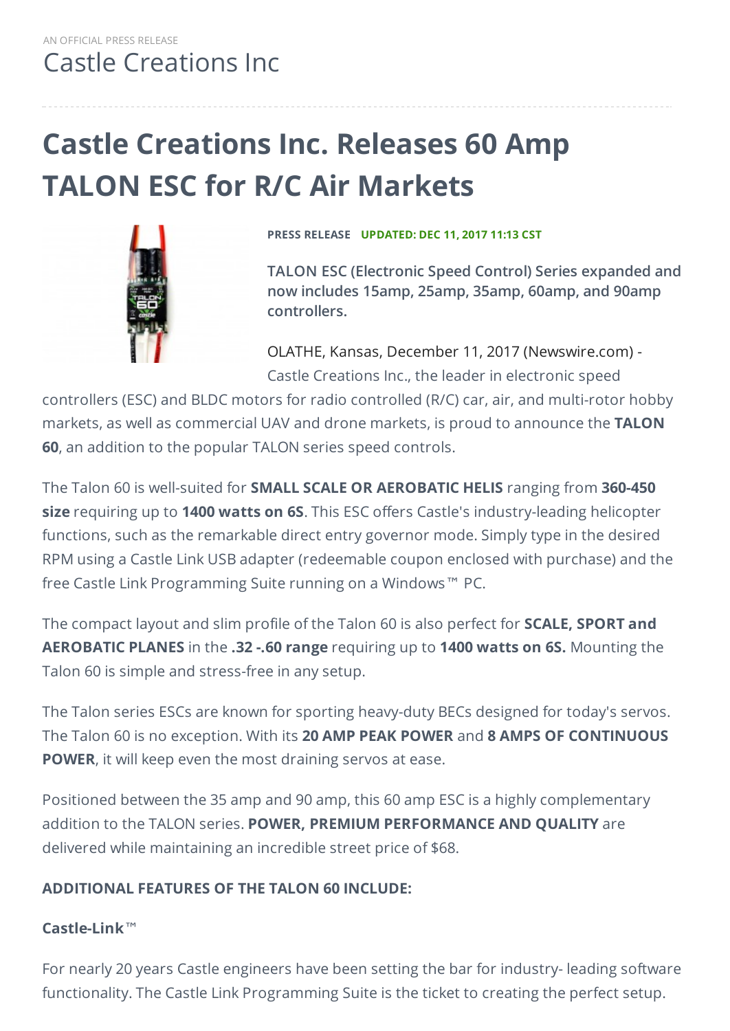AN OFFICIAL PRESS RELEASE

Castle Creations Inc

# Castle Creations Inc. Releases 60 Amp TALON ESC for R/C Air Markets

**PRESS RELEASE** **UPDATED: DEC 11, 2017 11:13 CST**

**TALON ESC (Electronic Speed Control) Series expanded and now includes 15amp, 25amp, 35amp, 60amp, and 90amp controllers.**

OLATHE, Kansas, December 11, 2017 (Newswire.com) - Castle Creations Inc., the leader in electronic speed controllers (ESC) and BLDC motors for radio controlled (R/C) car, air, and multi-rotor hobby markets, as well as commercial UAV and drone markets, is proud to announce the **TALON 60**, an addition to the popular TALON series speed controls.

The Talon 60 is well-suited for **SMALL SCALE OR AEROBATIC HELIS** ranging from **360-450 size** requiring up to **1400 watts on 6S**. This ESC offers Castle's industry-leading helicopter functions, such as the remarkable direct entry governor mode. Simply type in the desired RPM using a Castle Link USB adapter (redeemable coupon enclosed with purchase) and the free Castle Link Programming Suite running on a Windows™ PC.

The compact layout and slim profile of the Talon 60 is also perfect for **SCALE, SPORT and AEROBATIC PLANES** in the **.32 -.60 range** requiring up to **1400 watts on 6S.** Mounting the Talon 60 is simple and stress-free in any setup.

The Talon series ESCs are known for sporting heavy-duty BECs designed for today's servos. The Talon 60 is no exception. With its **20 AMP PEAK POWER** and **8 AMPS OF CONTINUOUS POWER**, it will keep even the most draining servos at ease.

Positioned between the 35 amp and 90 amp, this 60 amp ESC is a highly complementary addition to the TALON series. **POWER, PREMIUM PERFORMANCE AND QUALITY** are delivered while maintaining an incredible street price of $68.

**ADDITIONAL FEATURES OF THE TALON 60 INCLUDE:**

**Castle-Link™**

For nearly 20 years Castle engineers have been setting the bar for industry- leading software functionality. The Castle Link Programming Suite is the ticket to creating the perfect setup.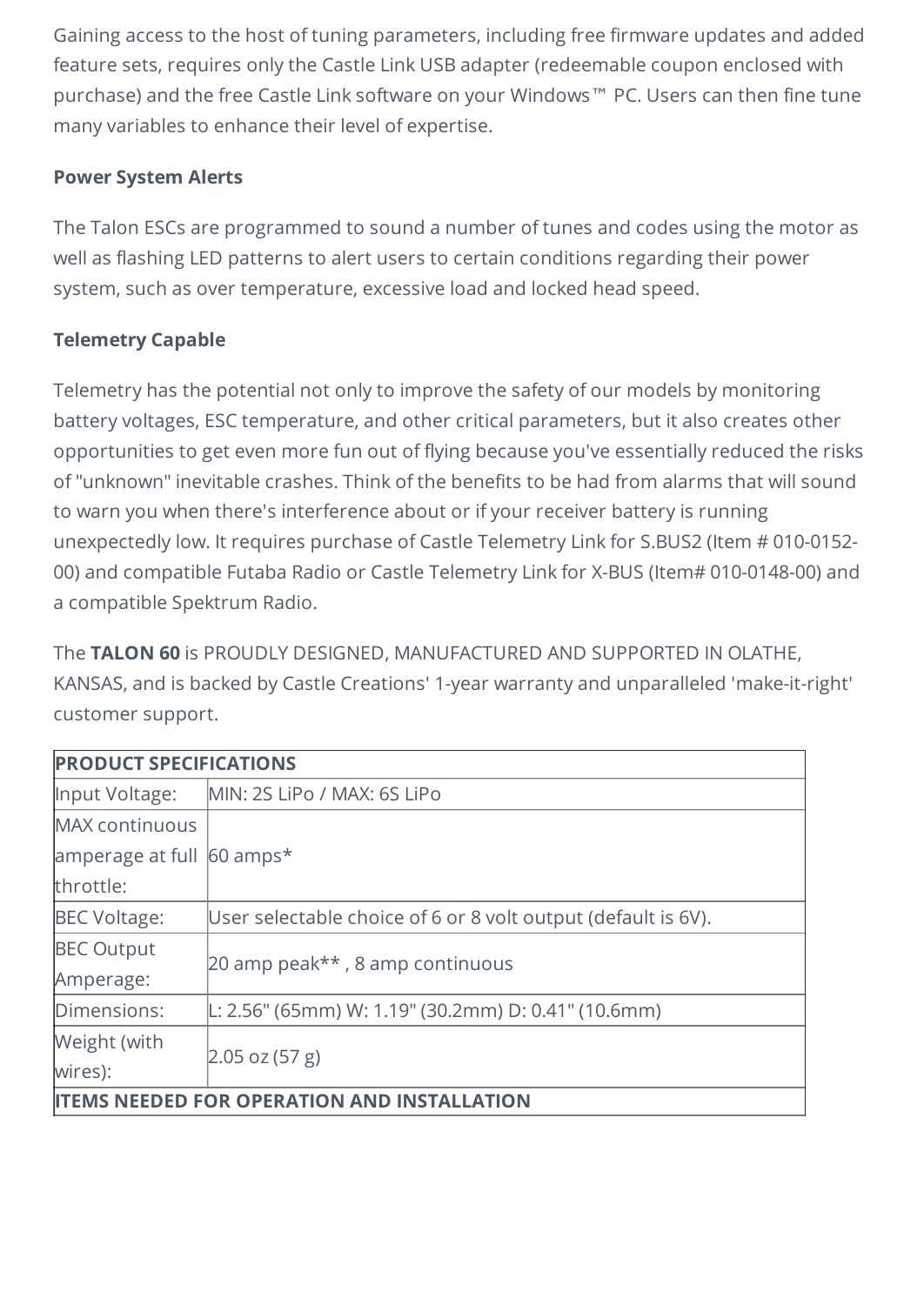Gaining access to the host of tuning parameters, including free firmware updates and added feature sets, requires only the Castle Link USB adapter (redeemable coupon enclosed with purchase) and the free Castle Link software on your Windows™ PC. Users can then fine tune many variables to enhance their level of expertise.

**Power System Alerts**

The Talon ESCs are programmed to sound a number of tunes and codes using the motor as well as flashing LED patterns to alert users to certain conditions regarding their power system, such as over temperature, excessive load and locked head speed.

**Telemetry Capable**

Telemetry has the potential not only to improve the safety of our models by monitoring battery voltages, ESC temperature, and other critical parameters, but it also creates other opportunities to get even more fun out of flying because you've essentially reduced the risks of "unknown" inevitable crashes. Think of the benefits to be had from alarms that will sound to warn you when there's interference about or if your receiver battery is running unexpectedly low. It requires purchase of Castle Telemetry Link for S.BUS2 (Item # 010-0152-00) and compatible Futaba Radio or Castle Telemetry Link for X-BUS (Item# 010-0148-00) and a compatible Spektrum Radio.

The **TALON 60** is PROUDLY DESIGNED, MANUFACTURED AND SUPPORTED IN OLATHE, KANSAS, and is backed by Castle Creations' 1-year warranty and unparalleled 'make-it-right' customer support.

| **PRODUCT SPECIFICATIONS** | |
|---|---|
| Input Voltage: | MIN: 2S LiPo / MAX: 6S LiPo |
| MAX continuous amperage at full throttle: | 60 amps* |
| BEC Voltage: | User selectable choice of 6 or 8 volt output (default is 6V). |
| BEC Output Amperage: | 20 amp peak** , 8 amp continuous |
| Dimensions: | L: 2.56" (65mm) W: 1.19" (30.2mm) D: 0.41" (10.6mm) |
| Weight (with wires): | 2.05 oz (57 g) |
| **ITEMS NEEDED FOR OPERATION AND INSTALLATION** | |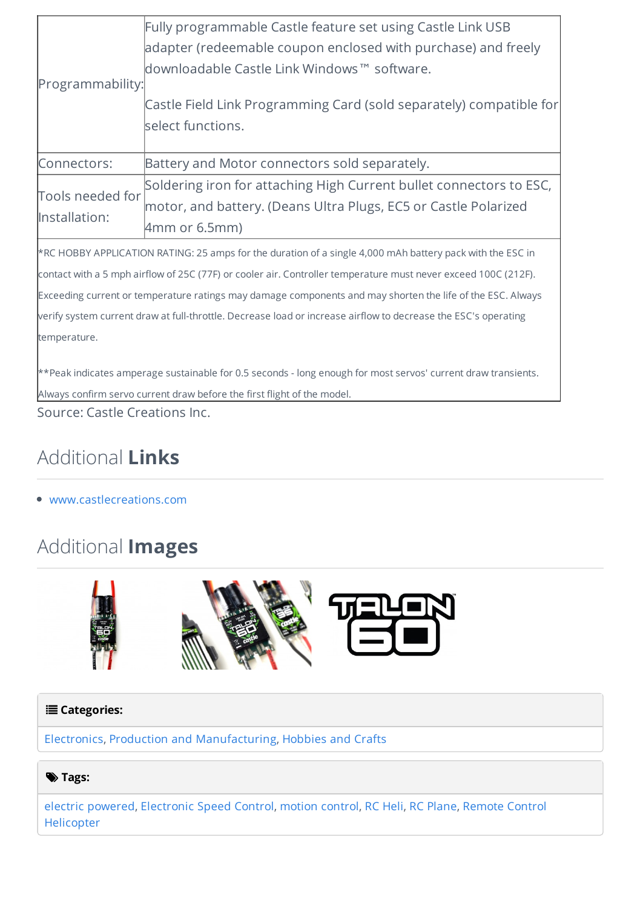| Programmability: | Fully programmable Castle feature set using Castle Link USB adapter (redeemable coupon enclosed with purchase) and freely downloadable Castle Link Windows™ software.<br><br>Castle Field Link Programming Card (sold separately) compatible for select functions. |
|---|---|
| Connectors: | Battery and Motor connectors sold separately. |
| Tools needed for Installation: | Soldering iron for attaching High Current bullet connectors to ESC, motor, and battery. (Deans Ultra Plugs, EC5 or Castle Polarized 4mm or 6.5mm) |

*RC HOBBY APPLICATION RATING: 25 amps for the duration of a single 4,000 mAh battery pack with the ESC in contact with a 5 mph airflow of 25C (77F) or cooler air. Controller temperature must never exceed 100C (212F). Exceeding current or temperature ratings may damage components and may shorten the life of the ESC. Always verify system current draw at full-throttle. Decrease load or increase airflow to decrease the ESC's operating temperature.

**Peak indicates amperage sustainable for 0.5 seconds - long enough for most servos' current draw transients. Always confirm servo current draw before the first flight of the model.

Source: Castle Creations Inc.

## Additional **Links**

- www.castlecreations.com

## Additional **Images**

**Categories:**

Electronics, Production and Manufacturing, Hobbies and Crafts

**Tags:**

electric powered, Electronic Speed Control, motion control, RC Heli, RC Plane, Remote Control Helicopter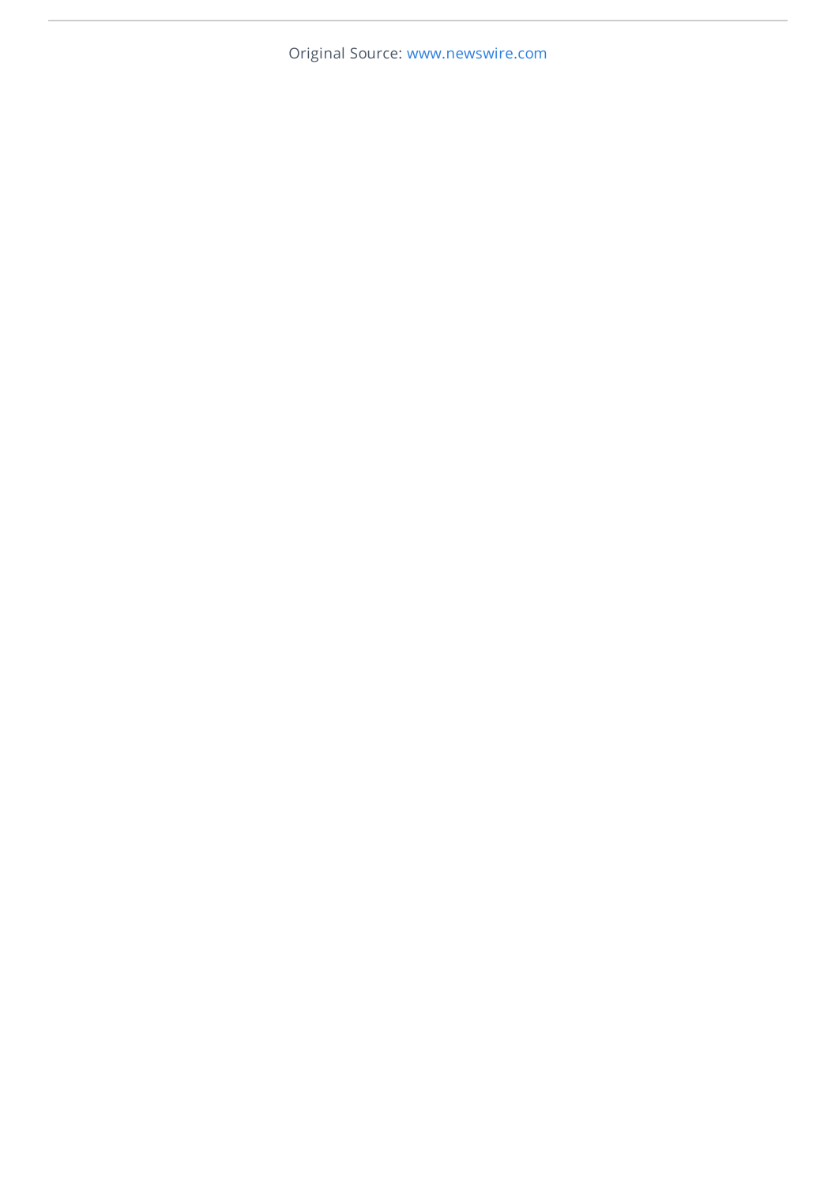Original Source: www.newswire.com